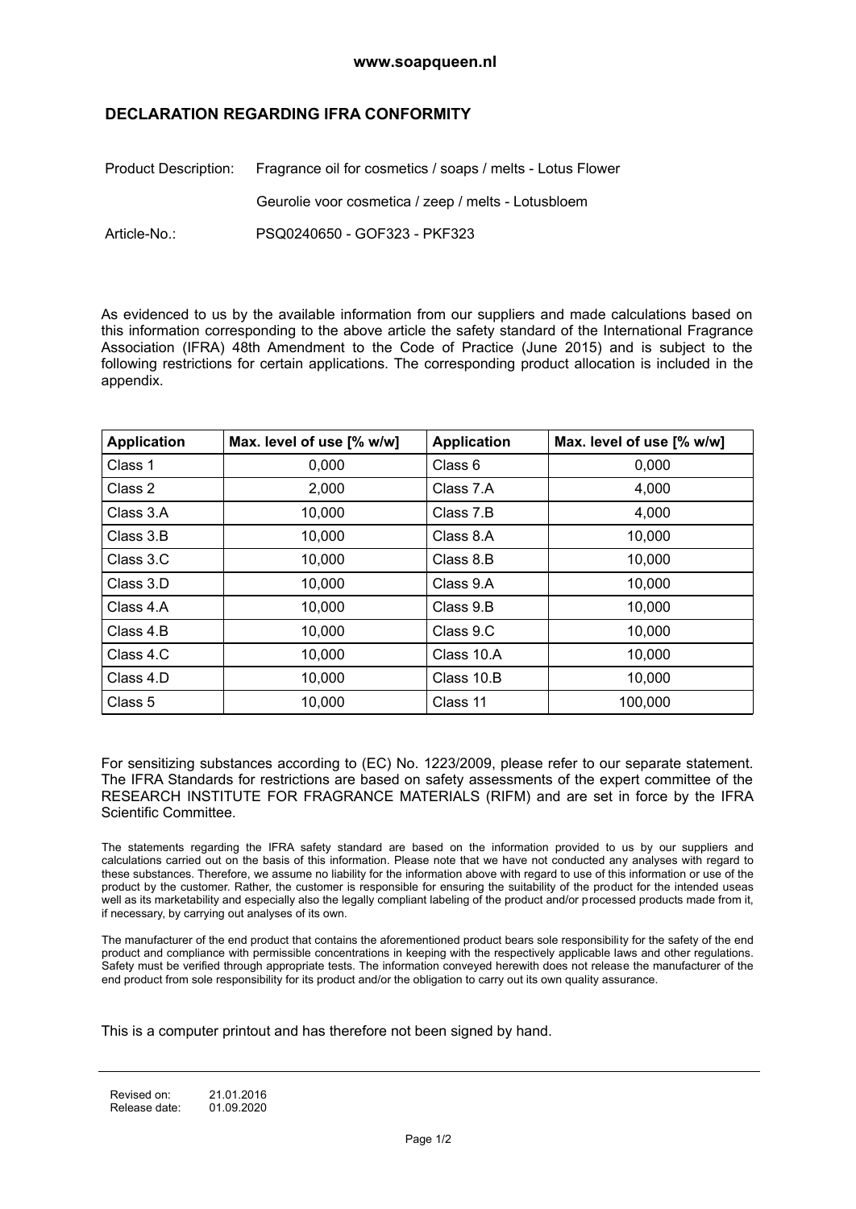**www.soapqueen.nl**

## DECLARATION REGARDING IFRA CONFORMITY

Product Description: Fragrance oil for cosmetics / soaps / melts - Lotus Flower

Geurolie voor cosmetica / zeep / melts - Lotusbloem

Article-No.: PSQ0240650 - GOF323 - PKF323

As evidenced to us by the available information from our suppliers and made calculations based on this information corresponding to the above article the safety standard of the International Fragrance Association (IFRA) 48th Amendment to the Code of Practice (June 2015) and is subject to the following restrictions for certain applications. The corresponding product allocation is included in the appendix.

| Application | Max. level of use [% w/w] | Application | Max. level of use [% w/w] |
|---|---|---|---|
| Class 1 | 0,000 | Class 6 | 0,000 |
| Class 2 | 2,000 | Class 7.A | 4,000 |
| Class 3.A | 10,000 | Class 7.B | 4,000 |
| Class 3.B | 10,000 | Class 8.A | 10,000 |
| Class 3.C | 10,000 | Class 8.B | 10,000 |
| Class 3.D | 10,000 | Class 9.A | 10,000 |
| Class 4.A | 10,000 | Class 9.B | 10,000 |
| Class 4.B | 10,000 | Class 9.C | 10,000 |
| Class 4.C | 10,000 | Class 10.A | 10,000 |
| Class 4.D | 10,000 | Class 10.B | 10,000 |
| Class 5 | 10,000 | Class 11 | 100,000 |

For sensitizing substances according to (EC) No. 1223/2009, please refer to our separate statement. The IFRA Standards for restrictions are based on safety assessments of the expert committee of the RESEARCH INSTITUTE FOR FRAGRANCE MATERIALS (RIFM) and are set in force by the IFRA Scientific Committee.

The statements regarding the IFRA safety standard are based on the information provided to us by our suppliers and calculations carried out on the basis of this information. Please note that we have not conducted any analyses with regard to these substances. Therefore, we assume no liability for the information above with regard to use of this information or use of the product by the customer. Rather, the customer is responsible for ensuring the suitability of the product for the intended useas well as its marketability and especially also the legally compliant labeling of the product and/or processed products made from it, if necessary, by carrying out analyses of its own.

The manufacturer of the end product that contains the aforementioned product bears sole responsibility for the safety of the end product and compliance with permissible concentrations in keeping with the respectively applicable laws and other regulations. Safety must be verified through appropriate tests. The information conveyed herewith does not release the manufacturer of the end product from sole responsibility for its product and/or the obligation to carry out its own quality assurance.

This is a computer printout and has therefore not been signed by hand.

Revised on: 21.01.2016
Release date: 01.09.2020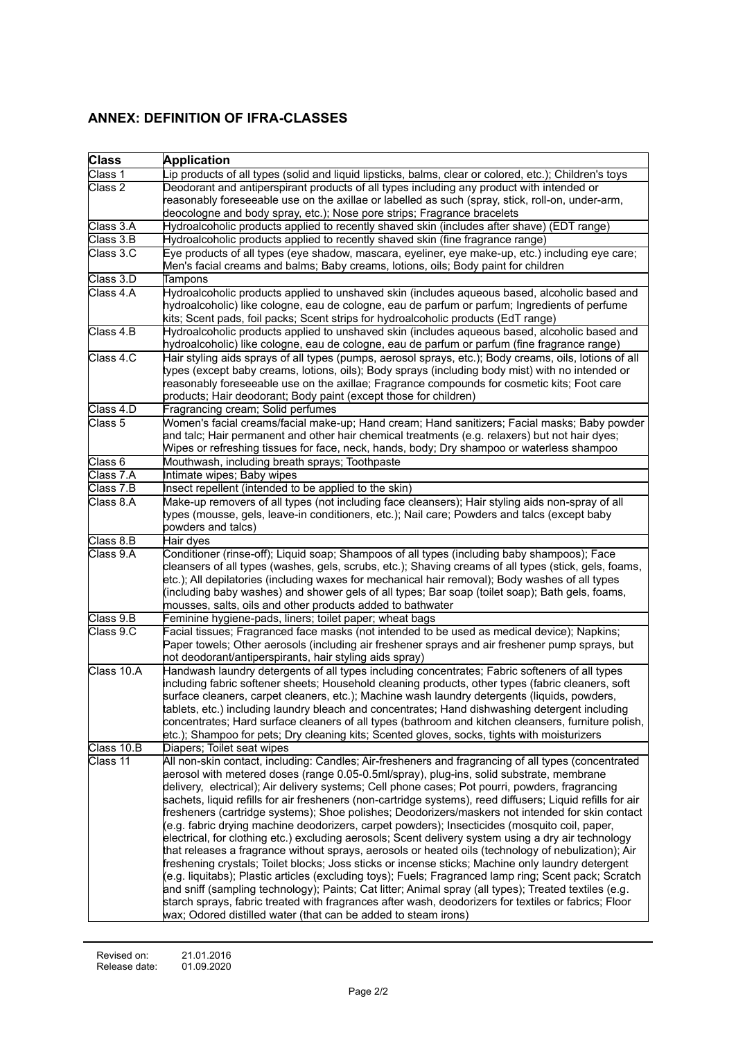## ANNEX: DEFINITION OF IFRA-CLASSES

| Class | Application |
|---|---|
| Class 1 | Lip products of all types (solid and liquid lipsticks, balms, clear or colored, etc.); Children's toys |
| Class 2 | Deodorant and antiperspirant products of all types including any product with intended or reasonably foreseeable use on the axillae or labelled as such (spray, stick, roll-on, under-arm, deocologne and body spray, etc.); Nose pore strips; Fragrance bracelets |
| Class 3.A | Hydroalcoholic products applied to recently shaved skin (includes after shave) (EDT range) |
| Class 3.B | Hydroalcoholic products applied to recently shaved skin (fine fragrance range) |
| Class 3.C | Eye products of all types (eye shadow, mascara, eyeliner, eye make-up, etc.) including eye care; Men's facial creams and balms; Baby creams, lotions, oils; Body paint for children |
| Class 3.D | Tampons |
| Class 4.A | Hydroalcoholic products applied to unshaved skin (includes aqueous based, alcoholic based and hydroalcoholic) like cologne, eau de cologne, eau de parfum or parfum; Ingredients of perfume kits; Scent pads, foil packs; Scent strips for hydroalcoholic products (EdT range) |
| Class 4.B | Hydroalcoholic products applied to unshaved skin (includes aqueous based, alcoholic based and hydroalcoholic) like cologne, eau de cologne, eau de parfum or parfum (fine fragrance range) |
| Class 4.C | Hair styling aids sprays of all types (pumps, aerosol sprays, etc.); Body creams, oils, lotions of all types (except baby creams, lotions, oils); Body sprays (including body mist) with no intended or reasonably foreseeable use on the axillae; Fragrance compounds for cosmetic kits; Foot care products; Hair deodorant; Body paint (except those for children) |
| Class 4.D | Fragrancing cream; Solid perfumes |
| Class 5 | Women's facial creams/facial make-up; Hand cream; Hand sanitizers; Facial masks; Baby powder and talc; Hair permanent and other hair chemical treatments (e.g. relaxers) but not hair dyes; Wipes or refreshing tissues for face, neck, hands, body; Dry shampoo or waterless shampoo |
| Class 6 | Mouthwash, including breath sprays; Toothpaste |
| Class 7.A | Intimate wipes; Baby wipes |
| Class 7.B | Insect repellent (intended to be applied to the skin) |
| Class 8.A | Make-up removers of all types (not including face cleansers); Hair styling aids non-spray of all types (mousse, gels, leave-in conditioners, etc.); Nail care; Powders and talcs (except baby powders and talcs) |
| Class 8.B | Hair dyes |
| Class 9.A | Conditioner (rinse-off); Liquid soap; Shampoos of all types (including baby shampoos); Face cleansers of all types (washes, gels, scrubs, etc.); Shaving creams of all types (stick, gels, foams, etc.); All depilatories (including waxes for mechanical hair removal); Body washes of all types (including baby washes) and shower gels of all types; Bar soap (toilet soap); Bath gels, foams, mousses, salts, oils and other products added to bathwater |
| Class 9.B | Feminine hygiene-pads, liners; toilet paper; wheat bags |
| Class 9.C | Facial tissues; Fragranced face masks (not intended to be used as medical device); Napkins; Paper towels; Other aerosols (including air freshener sprays and air freshener pump sprays, but not deodorant/antiperspirants, hair styling aids spray) |
| Class 10.A | Handwash laundry detergents of all types including concentrates; Fabric softeners of all types including fabric softener sheets; Household cleaning products, other types (fabric cleaners, soft surface cleaners, carpet cleaners, etc.); Machine wash laundry detergents (liquids, powders, tablets, etc.) including laundry bleach and concentrates; Hand dishwashing detergent including concentrates; Hard surface cleaners of all types (bathroom and kitchen cleansers, furniture polish, etc.); Shampoo for pets; Dry cleaning kits; Scented gloves, socks, tights with moisturizers |
| Class 10.B | Diapers; Toilet seat wipes |
| Class 11 | All non-skin contact, including: Candles; Air-fresheners and fragrancing of all types (concentrated aerosol with metered doses (range 0.05-0.5ml/spray), plug-ins, solid substrate, membrane delivery, electrical); Air delivery systems; Cell phone cases; Pot pourri, powders, fragrancing sachets, liquid refills for air fresheners (non-cartridge systems), reed diffusers; Liquid refills for air fresheners (cartridge systems); Shoe polishes; Deodorizers/maskers not intended for skin contact (e.g. fabric drying machine deodorizers, carpet powders); Insecticides (mosquito coil, paper, electrical, for clothing etc.) excluding aerosols; Scent delivery system using a dry air technology that releases a fragrance without sprays, aerosols or heated oils (technology of nebulization); Air freshening crystals; Toilet blocks; Joss sticks or incense sticks; Machine only laundry detergent (e.g. liquitabs); Plastic articles (excluding toys); Fuels; Fragranced lamp ring; Scent pack; Scratch and sniff (sampling technology); Paints; Cat litter; Animal spray (all types); Treated textiles (e.g. starch sprays, fabric treated with fragrances after wash, deodorizers for textiles or fabrics; Floor wax; Odored distilled water (that can be added to steam irons) |

Revised on: 21.01.2016
Release date: 01.09.2020